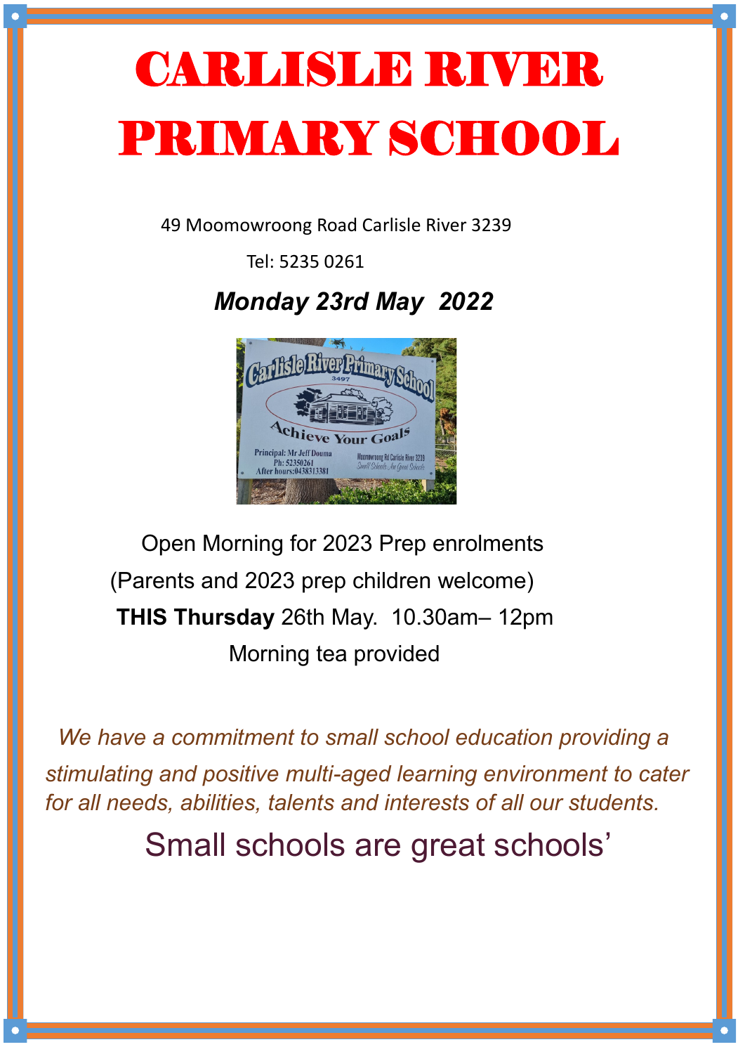# CARLISLE RIVER PRIMARY SCHOOL

49 Moomowroong Road Carlisle River 3239

Tel: 5235 0261

***Monday 23rd May 2022***

Open Morning for 2023 Prep enrolments

(Parents and 2023 prep children welcome)

**THIS Thursday** 26th May. 10.30am– 12pm

Morning tea provided

*We have a commitment to small school education providing a stimulating and positive multi-aged learning environment to cater for all needs, abilities, talents and interests of all our students.*

Small schools are great schools'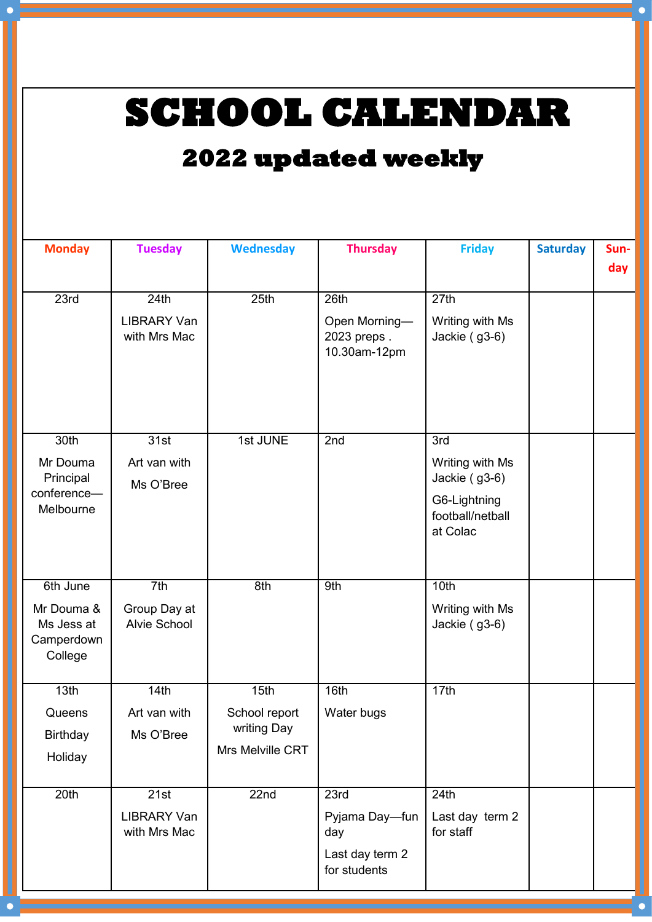# SCHOOL CALENDAR

## 2022 updated weekly

| Monday | Tuesday | Wednesday | Thursday | Friday | Saturday | Sun-day |
|---|---|---|---|---|---|---|
| 23rd | 24th LIBRARY Van with Mrs Mac | 25th | 26th Open Morning—2023 preps . 10.30am-12pm | 27th Writing with Ms Jackie ( g3-6) | | |
| 30th Mr Douma Principal conference—Melbourne | 31st Art van with Ms O'Bree | 1st JUNE | 2nd | 3rd Writing with Ms Jackie ( g3-6) G6-Lightning football/netball at Colac | | |
| 6th June Mr Douma & Ms Jess at Camperdown College | 7th Group Day at Alvie School | 8th | 9th | 10th Writing with Ms Jackie ( g3-6) | | |
| 13th Queens Birthday Holiday | 14th Art van with Ms O'Bree | 15th School report writing Day Mrs Melville CRT | 16th Water bugs | 17th | | |
| 20th | 21st LIBRARY Van with Mrs Mac | 22nd | 23rd Pyjama Day—fun day Last day term 2 for students | 24th Last day term 2 for staff | | |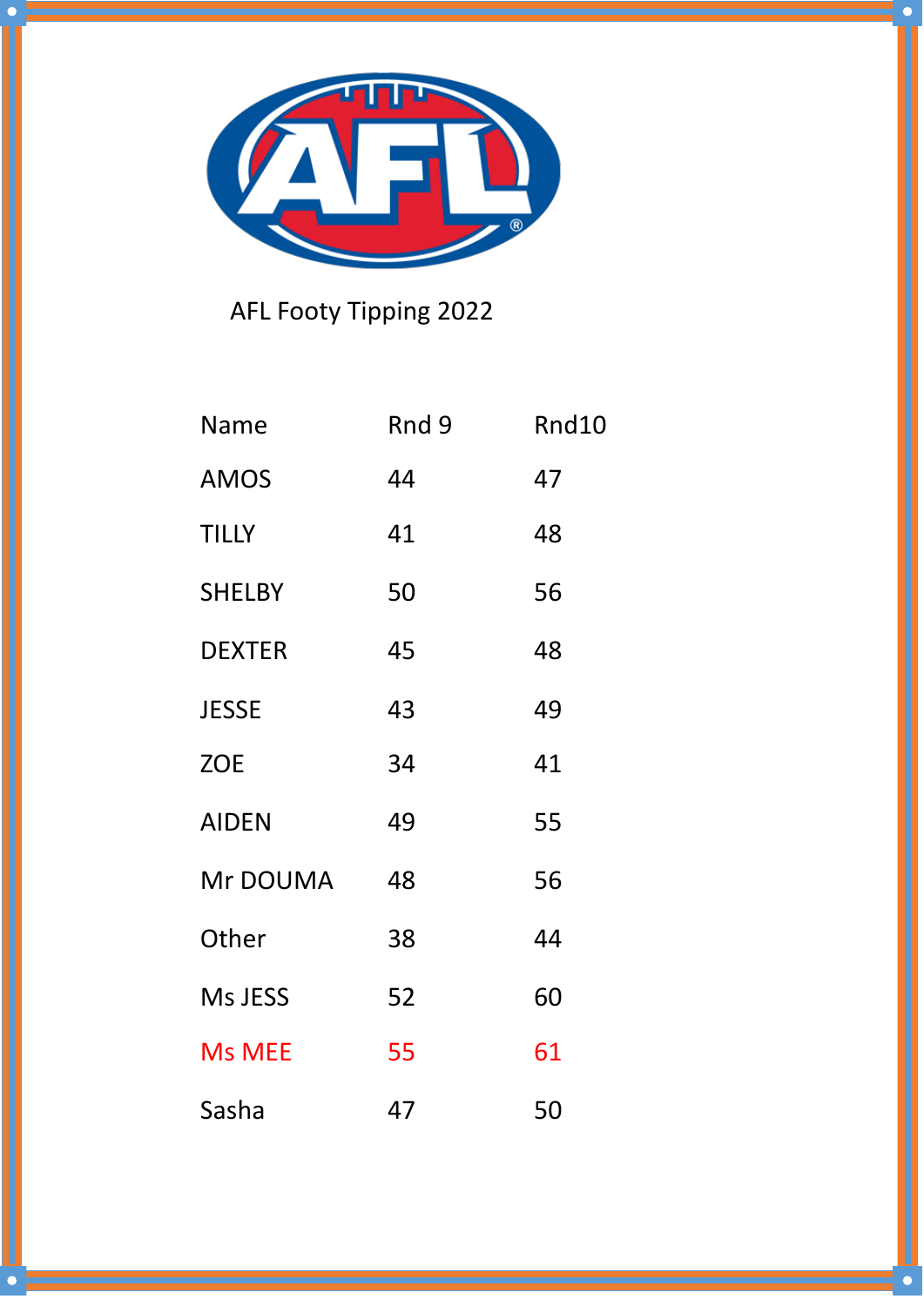AFL Footy Tipping 2022

| Name | Rnd 9 | Rnd10 |
|---|---|---|
| AMOS | 44 | 47 |
| TILLY | 41 | 48 |
| SHELBY | 50 | 56 |
| DEXTER | 45 | 48 |
| JESSE | 43 | 49 |
| ZOE | 34 | 41 |
| AIDEN | 49 | 55 |
| Mr DOUMA | 48 | 56 |
| Other | 38 | 44 |
| Ms JESS | 52 | 60 |
| Ms MEE | 55 | 61 |
| Sasha | 47 | 50 |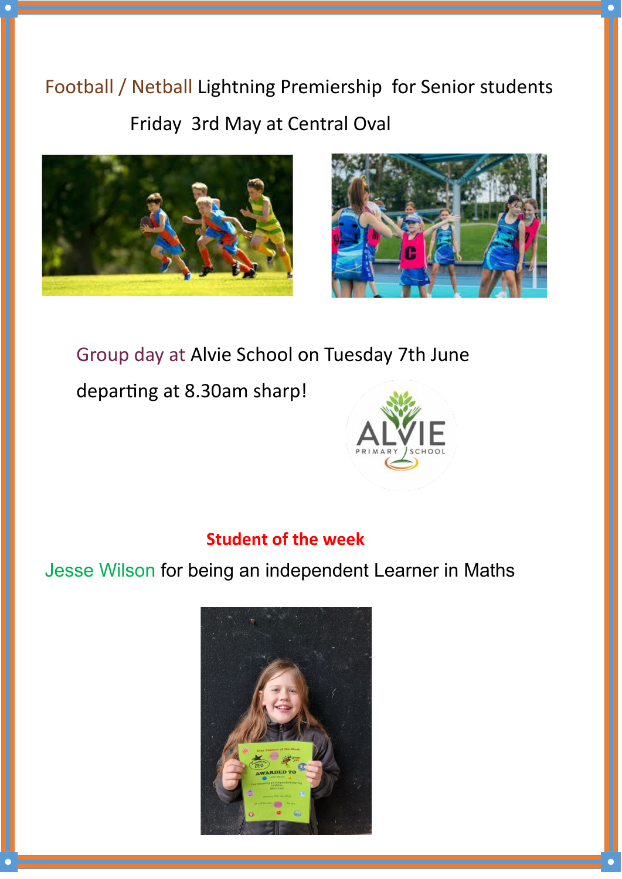Football / Netball Lightning Premiership for Senior students

Friday 3rd May at Central Oval

Group day at Alvie School on Tuesday 7th June

departing at 8.30am sharp!

**Student of the week**

Jesse Wilson for being an independent Learner in Maths